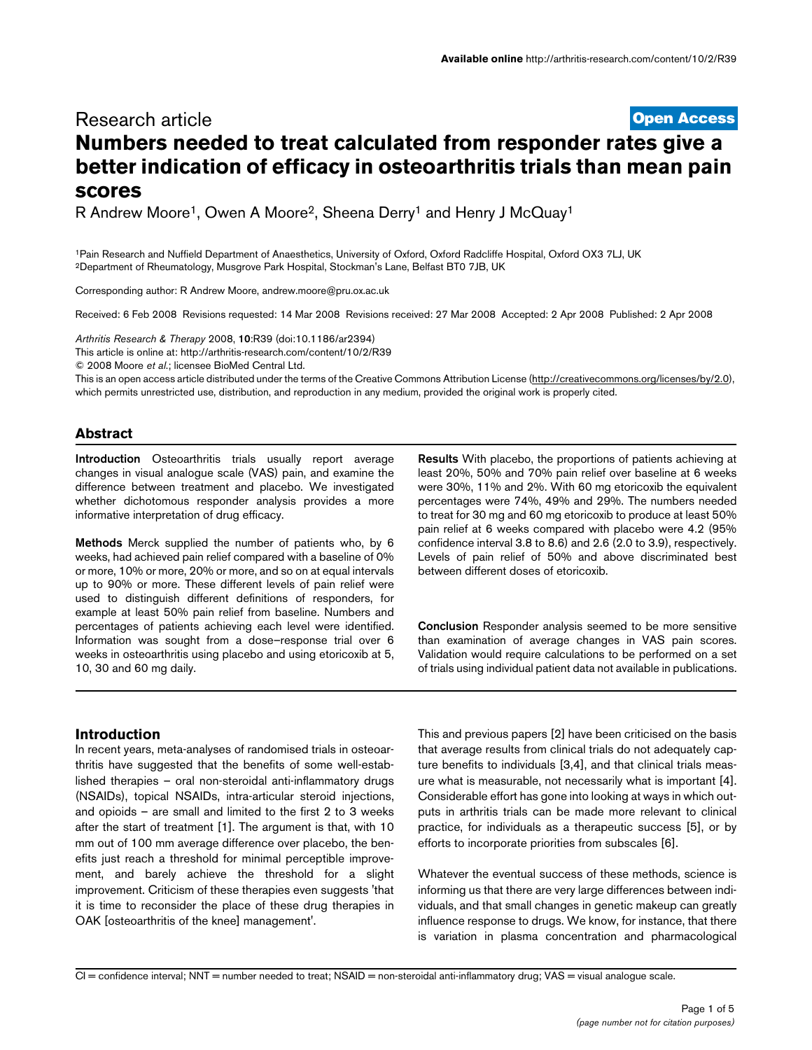Research article

**Open Access**

# Numbers needed to treat calculated from responder rates give a better indication of efficacy in osteoarthritis trials than mean pain scores

R Andrew Moore[1], Owen A Moore[2], Sheena Derry[1] and Henry J McQuay[1]

[1]Pain Research and Nuffield Department of Anaesthetics, University of Oxford, Oxford Radcliffe Hospital, Oxford OX3 7LJ, UK
[2]Department of Rheumatology, Musgrove Park Hospital, Stockman's Lane, Belfast BT0 7JB, UK

Corresponding author: R Andrew Moore, andrew.moore@pru.ox.ac.uk

Received: 6 Feb 2008 Revisions requested: 14 Mar 2008 Revisions received: 27 Mar 2008 Accepted: 2 Apr 2008 Published: 2 Apr 2008

*Arthritis Research & Therapy* 2008, **10**:R39 (doi:10.1186/ar2394)
This article is online at: http://arthritis-research.com/content/10/2/R39
© 2008 Moore *et al.*; licensee BioMed Central Ltd.
This is an open access article distributed under the terms of the Creative Commons Attribution License (http://creativecommons.org/licenses/by/2.0), which permits unrestricted use, distribution, and reproduction in any medium, provided the original work is properly cited.

## Abstract

**Introduction** Osteoarthritis trials usually report average changes in visual analogue scale (VAS) pain, and examine the difference between treatment and placebo. We investigated whether dichotomous responder analysis provides a more informative interpretation of drug efficacy.

**Methods** Merck supplied the number of patients who, by 6 weeks, had achieved pain relief compared with a baseline of 0% or more, 10% or more, 20% or more, and so on at equal intervals up to 90% or more. These different levels of pain relief were used to distinguish different definitions of responders, for example at least 50% pain relief from baseline. Numbers and percentages of patients achieving each level were identified. Information was sought from a dose–response trial over 6 weeks in osteoarthritis using placebo and using etoricoxib at 5, 10, 30 and 60 mg daily.

**Results** With placebo, the proportions of patients achieving at least 20%, 50% and 70% pain relief over baseline at 6 weeks were 30%, 11% and 2%. With 60 mg etoricoxib the equivalent percentages were 74%, 49% and 29%. The numbers needed to treat for 30 mg and 60 mg etoricoxib to produce at least 50% pain relief at 6 weeks compared with placebo were 4.2 (95% confidence interval 3.8 to 8.6) and 2.6 (2.0 to 3.9), respectively. Levels of pain relief of 50% and above discriminated best between different doses of etoricoxib.

**Conclusion** Responder analysis seemed to be more sensitive than examination of average changes in VAS pain scores. Validation would require calculations to be performed on a set of trials using individual patient data not available in publications.

## Introduction

In recent years, meta-analyses of randomised trials in osteoarthritis have suggested that the benefits of some well-established therapies – oral non-steroidal anti-inflammatory drugs (NSAIDs), topical NSAIDs, intra-articular steroid injections, and opioids – are small and limited to the first 2 to 3 weeks after the start of treatment [1]. The argument is that, with 10 mm out of 100 mm average difference over placebo, the benefits just reach a threshold for minimal perceptible improvement, and barely achieve the threshold for a slight improvement. Criticism of these therapies even suggests 'that it is time to reconsider the place of these drug therapies in OAK [osteoarthritis of the knee] management'.

This and previous papers [2] have been criticised on the basis that average results from clinical trials do not adequately capture benefits to individuals [3,4], and that clinical trials measure what is measurable, not necessarily what is important [4]. Considerable effort has gone into looking at ways in which outputs in arthritis trials can be made more relevant to clinical practice, for individuals as a therapeutic success [5], or by efforts to incorporate priorities from subscales [6].

Whatever the eventual success of these methods, science is informing us that there are very large differences between individuals, and that small changes in genetic makeup can greatly influence response to drugs. We know, for instance, that there is variation in plasma concentration and pharmacological

CI = confidence interval; NNT = number needed to treat; NSAID = non-steroidal anti-inflammatory drug; VAS = visual analogue scale.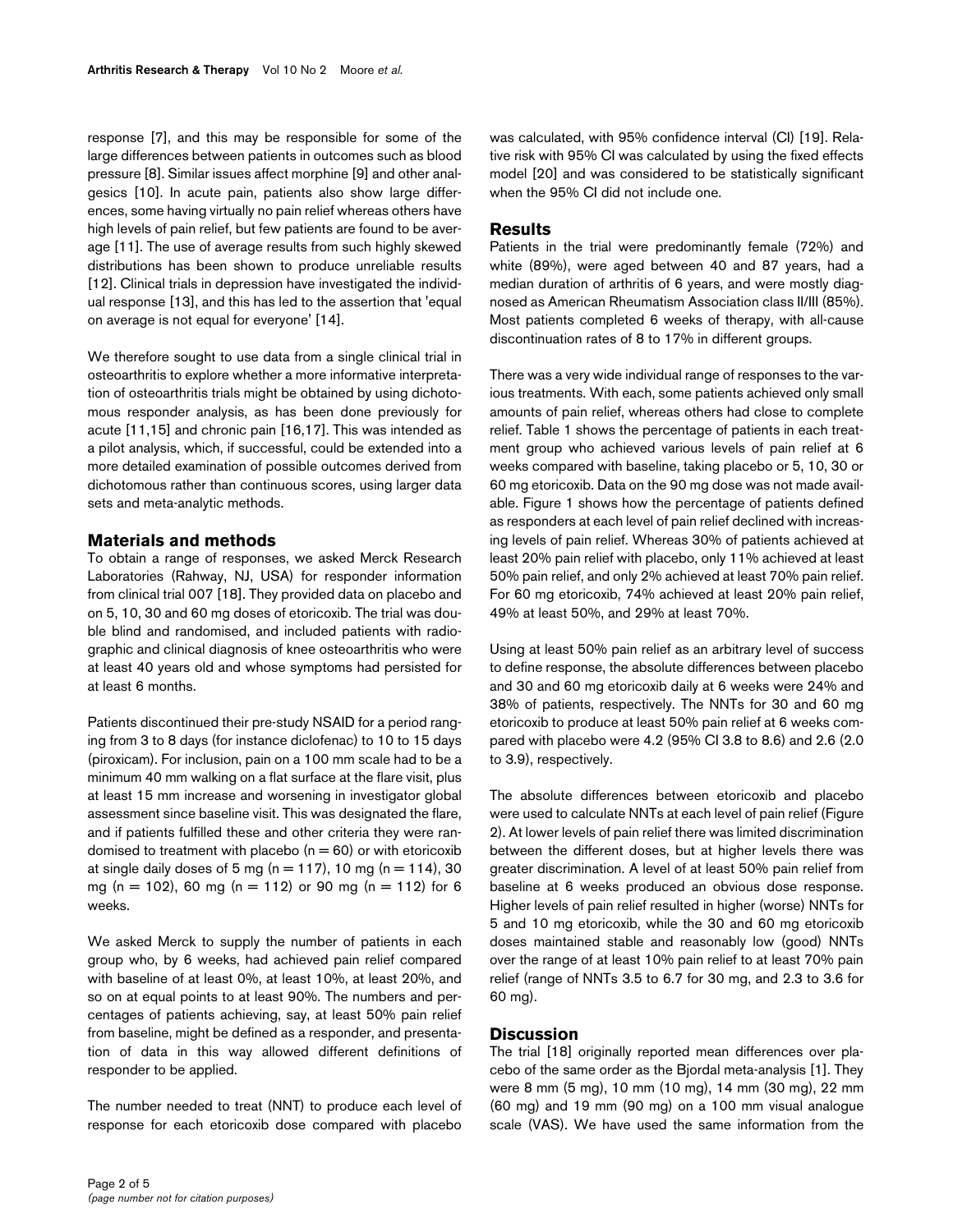response [7], and this may be responsible for some of the large differences between patients in outcomes such as blood pressure [8]. Similar issues affect morphine [9] and other analgesics [10]. In acute pain, patients also show large differences, some having virtually no pain relief whereas others have high levels of pain relief, but few patients are found to be average [11]. The use of average results from such highly skewed distributions has been shown to produce unreliable results [12]. Clinical trials in depression have investigated the individual response [13], and this has led to the assertion that 'equal on average is not equal for everyone' [14].

We therefore sought to use data from a single clinical trial in osteoarthritis to explore whether a more informative interpretation of osteoarthritis trials might be obtained by using dichotomous responder analysis, as has been done previously for acute [11,15] and chronic pain [16,17]. This was intended as a pilot analysis, which, if successful, could be extended into a more detailed examination of possible outcomes derived from dichotomous rather than continuous scores, using larger data sets and meta-analytic methods.

## Materials and methods

To obtain a range of responses, we asked Merck Research Laboratories (Rahway, NJ, USA) for responder information from clinical trial 007 [18]. They provided data on placebo and on 5, 10, 30 and 60 mg doses of etoricoxib. The trial was double blind and randomised, and included patients with radiographic and clinical diagnosis of knee osteoarthritis who were at least 40 years old and whose symptoms had persisted for at least 6 months.

Patients discontinued their pre-study NSAID for a period ranging from 3 to 8 days (for instance diclofenac) to 10 to 15 days (piroxicam). For inclusion, pain on a 100 mm scale had to be a minimum 40 mm walking on a flat surface at the flare visit, plus at least 15 mm increase and worsening in investigator global assessment since baseline visit. This was designated the flare, and if patients fulfilled these and other criteria they were randomised to treatment with placebo ($n = 60$) or with etoricoxib at single daily doses of 5 mg ($n = 117$), 10 mg ($n = 114$), 30 mg ($n = 102$), 60 mg ($n = 112$) or 90 mg ($n = 112$) for 6 weeks.

We asked Merck to supply the number of patients in each group who, by 6 weeks, had achieved pain relief compared with baseline of at least 0%, at least 10%, at least 20%, and so on at equal points to at least 90%. The numbers and percentages of patients achieving, say, at least 50% pain relief from baseline, might be defined as a responder, and presentation of data in this way allowed different definitions of responder to be applied.

The number needed to treat (NNT) to produce each level of response for each etoricoxib dose compared with placebo was calculated, with 95% confidence interval (CI) [19]. Relative risk with 95% CI was calculated by using the fixed effects model [20] and was considered to be statistically significant when the 95% CI did not include one.

## Results

Patients in the trial were predominantly female (72%) and white (89%), were aged between 40 and 87 years, had a median duration of arthritis of 6 years, and were mostly diagnosed as American Rheumatism Association class II/III (85%). Most patients completed 6 weeks of therapy, with all-cause discontinuation rates of 8 to 17% in different groups.

There was a very wide individual range of responses to the various treatments. With each, some patients achieved only small amounts of pain relief, whereas others had close to complete relief. Table 1 shows the percentage of patients in each treatment group who achieved various levels of pain relief at 6 weeks compared with baseline, taking placebo or 5, 10, 30 or 60 mg etoricoxib. Data on the 90 mg dose was not made available. Figure 1 shows how the percentage of patients defined as responders at each level of pain relief declined with increasing levels of pain relief. Whereas 30% of patients achieved at least 20% pain relief with placebo, only 11% achieved at least 50% pain relief, and only 2% achieved at least 70% pain relief. For 60 mg etoricoxib, 74% achieved at least 20% pain relief, 49% at least 50%, and 29% at least 70%.

Using at least 50% pain relief as an arbitrary level of success to define response, the absolute differences between placebo and 30 and 60 mg etoricoxib daily at 6 weeks were 24% and 38% of patients, respectively. The NNTs for 30 and 60 mg etoricoxib to produce at least 50% pain relief at 6 weeks compared with placebo were 4.2 (95% CI 3.8 to 8.6) and 2.6 (2.0 to 3.9), respectively.

The absolute differences between etoricoxib and placebo were used to calculate NNTs at each level of pain relief (Figure 2). At lower levels of pain relief there was limited discrimination between the different doses, but at higher levels there was greater discrimination. A level of at least 50% pain relief from baseline at 6 weeks produced an obvious dose response. Higher levels of pain relief resulted in higher (worse) NNTs for 5 and 10 mg etoricoxib, while the 30 and 60 mg etoricoxib doses maintained stable and reasonably low (good) NNTs over the range of at least 10% pain relief to at least 70% pain relief (range of NNTs 3.5 to 6.7 for 30 mg, and 2.3 to 3.6 for 60 mg).

## Discussion

The trial [18] originally reported mean differences over placebo of the same order as the Bjordal meta-analysis [1]. They were 8 mm (5 mg), 10 mm (10 mg), 14 mm (30 mg), 22 mm (60 mg) and 19 mm (90 mg) on a 100 mm visual analogue scale (VAS). We have used the same information from the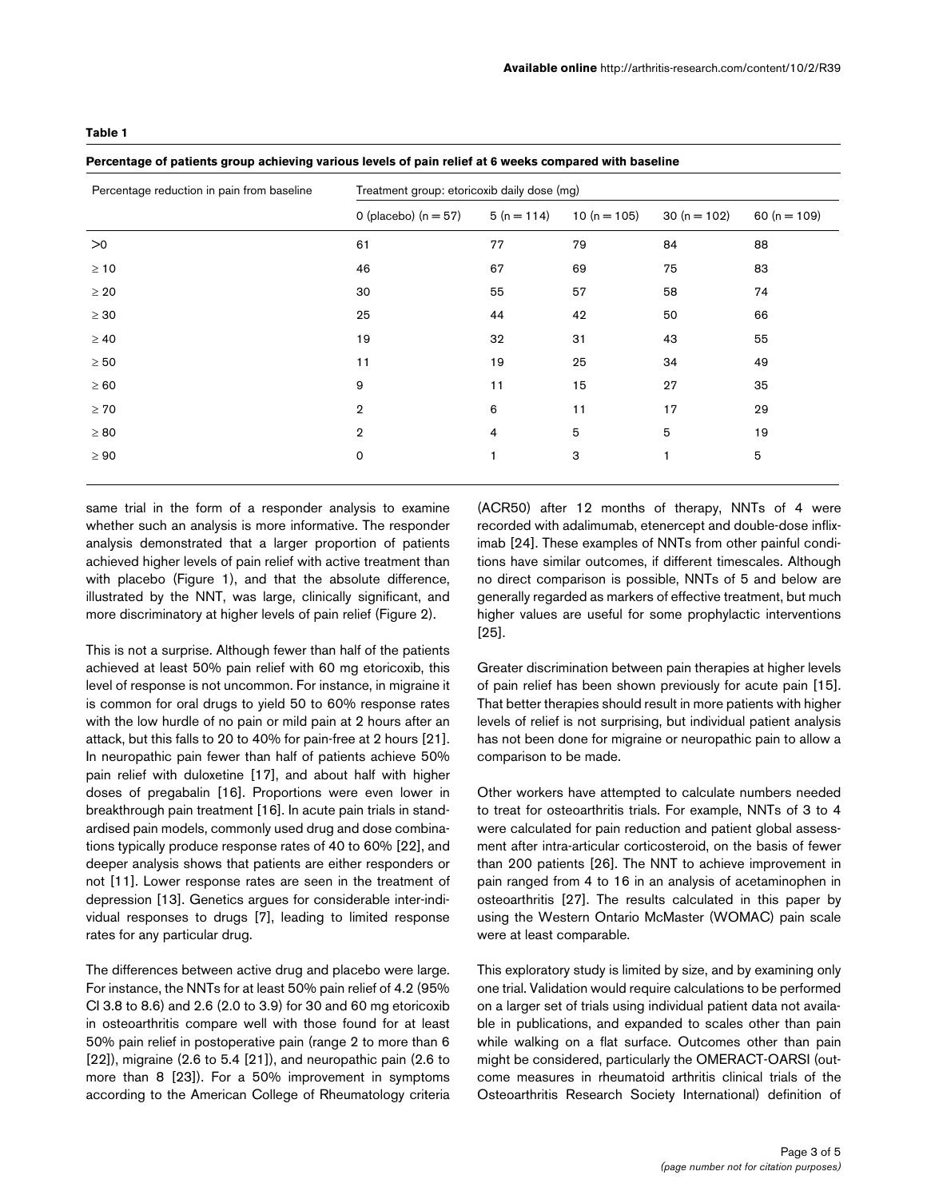**Table 1**

**Percentage of patients group achieving various levels of pain relief at 6 weeks compared with baseline**

| Percentage reduction in pain from baseline | Treatment group: etoricoxib daily dose (mg) | | | | |
|---|---|---|---|---|---|
| | 0 (placebo) (n = 57) | 5 (n = 114) | 10 (n = 105) | 30 (n = 102) | 60 (n = 109) |
| >0 | 61 | 77 | 79 | 84 | 88 |
| ≥ 10 | 46 | 67 | 69 | 75 | 83 |
| ≥ 20 | 30 | 55 | 57 | 58 | 74 |
| ≥ 30 | 25 | 44 | 42 | 50 | 66 |
| ≥ 40 | 19 | 32 | 31 | 43 | 55 |
| ≥ 50 | 11 | 19 | 25 | 34 | 49 |
| ≥ 60 | 9 | 11 | 15 | 27 | 35 |
| ≥ 70 | 2 | 6 | 11 | 17 | 29 |
| ≥ 80 | 2 | 4 | 5 | 5 | 19 |
| ≥ 90 | 0 | 1 | 3 | 1 | 5 |

same trial in the form of a responder analysis to examine whether such an analysis is more informative. The responder analysis demonstrated that a larger proportion of patients achieved higher levels of pain relief with active treatment than with placebo (Figure 1), and that the absolute difference, illustrated by the NNT, was large, clinically significant, and more discriminatory at higher levels of pain relief (Figure 2).

This is not a surprise. Although fewer than half of the patients achieved at least 50% pain relief with 60 mg etoricoxib, this level of response is not uncommon. For instance, in migraine it is common for oral drugs to yield 50 to 60% response rates with the low hurdle of no pain or mild pain at 2 hours after an attack, but this falls to 20 to 40% for pain-free at 2 hours [21]. In neuropathic pain fewer than half of patients achieve 50% pain relief with duloxetine [17], and about half with higher doses of pregabalin [16]. Proportions were even lower in breakthrough pain treatment [16]. In acute pain trials in standardised pain models, commonly used drug and dose combinations typically produce response rates of 40 to 60% [22], and deeper analysis shows that patients are either responders or not [11]. Lower response rates are seen in the treatment of depression [13]. Genetics argues for considerable inter-individual responses to drugs [7], leading to limited response rates for any particular drug.

The differences between active drug and placebo were large. For instance, the NNTs for at least 50% pain relief of 4.2 (95% CI 3.8 to 8.6) and 2.6 (2.0 to 3.9) for 30 and 60 mg etoricoxib in osteoarthritis compare well with those found for at least 50% pain relief in postoperative pain (range 2 to more than 6 [22]), migraine (2.6 to 5.4 [21]), and neuropathic pain (2.6 to more than 8 [23]). For a 50% improvement in symptoms according to the American College of Rheumatology criteria (ACR50) after 12 months of therapy, NNTs of 4 were recorded with adalimumab, etenercept and double-dose infliximab [24]. These examples of NNTs from other painful conditions have similar outcomes, if different timescales. Although no direct comparison is possible, NNTs of 5 and below are generally regarded as markers of effective treatment, but much higher values are useful for some prophylactic interventions [25].

Greater discrimination between pain therapies at higher levels of pain relief has been shown previously for acute pain [15]. That better therapies should result in more patients with higher levels of relief is not surprising, but individual patient analysis has not been done for migraine or neuropathic pain to allow a comparison to be made.

Other workers have attempted to calculate numbers needed to treat for osteoarthritis trials. For example, NNTs of 3 to 4 were calculated for pain reduction and patient global assessment after intra-articular corticosteroid, on the basis of fewer than 200 patients [26]. The NNT to achieve improvement in pain ranged from 4 to 16 in an analysis of acetaminophen in osteoarthritis [27]. The results calculated in this paper by using the Western Ontario McMaster (WOMAC) pain scale were at least comparable.

This exploratory study is limited by size, and by examining only one trial. Validation would require calculations to be performed on a larger set of trials using individual patient data not available in publications, and expanded to scales other than pain while walking on a flat surface. Outcomes other than pain might be considered, particularly the OMERACT-OARSI (outcome measures in rheumatoid arthritis clinical trials of the Osteoarthritis Research Society International) definition of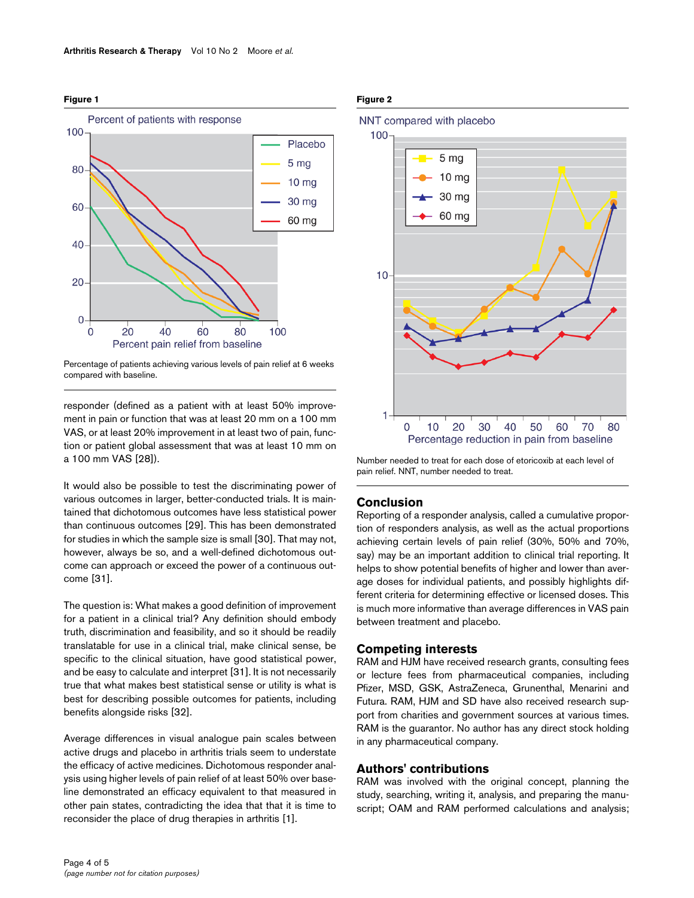**Figure 1**

Percentage of patients achieving various levels of pain relief at 6 weeks compared with baseline.

**Figure 2**

Number needed to treat for each dose of etoricoxib at each level of pain relief. NNT, number needed to treat.

responder (defined as a patient with at least 50% improvement in pain or function that was at least 20 mm on a 100 mm VAS, or at least 20% improvement in at least two of pain, function or patient global assessment that was at least 10 mm on a 100 mm VAS [28]).

It would also be possible to test the discriminating power of various outcomes in larger, better-conducted trials. It is maintained that dichotomous outcomes have less statistical power than continuous outcomes [29]. This has been demonstrated for studies in which the sample size is small [30]. That may not, however, always be so, and a well-defined dichotomous outcome can approach or exceed the power of a continuous outcome [31].

The question is: What makes a good definition of improvement for a patient in a clinical trial? Any definition should embody truth, discrimination and feasibility, and so it should be readily translatable for use in a clinical trial, make clinical sense, be specific to the clinical situation, have good statistical power, and be easy to calculate and interpret [31]. It is not necessarily true that what makes best statistical sense or utility is what is best for describing possible outcomes for patients, including benefits alongside risks [32].

Average differences in visual analogue pain scales between active drugs and placebo in arthritis trials seem to understate the efficacy of active medicines. Dichotomous responder analysis using higher levels of pain relief of at least 50% over baseline demonstrated an efficacy equivalent to that measured in other pain states, contradicting the idea that that it is time to reconsider the place of drug therapies in arthritis [1].

## Conclusion

Reporting of a responder analysis, called a cumulative proportion of responders analysis, as well as the actual proportions achieving certain levels of pain relief (30%, 50% and 70%, say) may be an important addition to clinical trial reporting. It helps to show potential benefits of higher and lower than average doses for individual patients, and possibly highlights different criteria for determining effective or licensed doses. This is much more informative than average differences in VAS pain between treatment and placebo.

## Competing interests

RAM and HJM have received research grants, consulting fees or lecture fees from pharmaceutical companies, including Pfizer, MSD, GSK, AstraZeneca, Grunenthal, Menarini and Futura. RAM, HJM and SD have also received research support from charities and government sources at various times. RAM is the guarantor. No author has any direct stock holding in any pharmaceutical company.

## Authors' contributions

RAM was involved with the original concept, planning the study, searching, writing it, analysis, and preparing the manuscript; OAM and RAM performed calculations and analysis;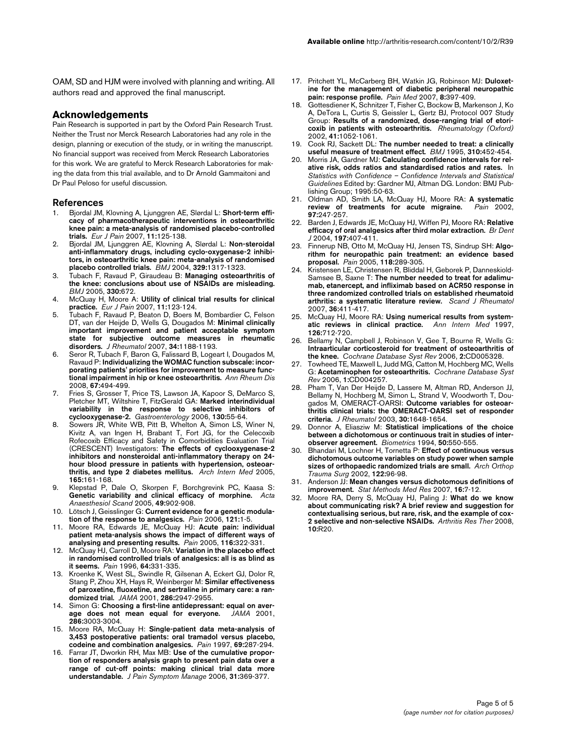OAM, SD and HJM were involved with planning and writing. All authors read and approved the final manuscript.

## Acknowledgements

Pain Research is supported in part by the Oxford Pain Research Trust. Neither the Trust nor Merck Research Laboratories had any role in the design, planning or execution of the study, or in writing the manuscript. No financial support was received from Merck Research Laboratories for this work. We are grateful to Merck Research Laboratories for making the data from this trial available, and to Dr Arnold Gammaitoni and Dr Paul Peloso for useful discussion.

## References

1. Bjordal JM, Klovning A, Ljunggren AE, Slørdal L: **Short-term efficacy of pharmacotherapeutic interventions in osteoarthritic knee pain: a meta-analysis of randomised placebo-controlled trials.** *Eur J Pain* 2007, **11:**125-138.
2. Bjordal JM, Ljunggren AE, Klovning A, Slørdal L: **Non-steroidal anti-inflammatory drugs, including cyclo-oxygenase-2 inhibitors, in osteoarthritic knee pain: meta-analysis of randomised placebo controlled trials.** *BMJ* 2004, **329:**1317-1323.
3. Tubach F, Ravaud P, Giraudeau B: **Managing osteoarthritis of the knee: conclusions about use of NSAIDs are misleading.** *BMJ* 2005, **330:**672.
4. McQuay H, Moore A: **Utility of clinical trial results for clinical practice.** *Eur J Pain* 2007, **11:**123-124.
5. Tubach F, Ravaud P, Beaton D, Boers M, Bombardier C, Felson DT, van der Heijde D, Wells G, Dougados M: **Minimal clinically important improvement and patient acceptable symptom state for subjective outcome measures in rheumatic disorders.** *J Rheumatol* 2007, **34:**1188-1193.
6. Seror R, Tubach F, Baron G, Falissard B, Logeart I, Dougados M, Ravaud P: **Individualizing the WOMAC function subscale: incorporating patients' priorities for improvement to measure functional impairment in hip or knee osteoarthritis.** *Ann Rheum Dis* 2008, **67:**494-499.
7. Fries S, Grosser T, Price TS, Lawson JA, Kapoor S, DeMarco S, Pletcher MT, Wiltshire T, FitzGerald GA: **Marked interindividual variability in the response to selective inhibitors of cyclooxygenase-2.** *Gastroenterology* 2006, **130:**55-64.
8. Sowers JR, White WB, Pitt B, Whelton A, Simon LS, Winer N, Kivitz A, van Ingen H, Brabant T, Fort JG, for the Celecoxib Rofecoxib Efficacy and Safety in Comorbidities Evaluation Trial (CRESCENT) Investigators: **The effects of cyclooxygenase-2 inhibitors and nonsteroidal anti-inflammatory therapy on 24-hour blood pressure in patients with hypertension, osteoarthritis, and type 2 diabetes mellitus.** *Arch Intern Med* 2005, **165:**161-168.
9. Klepstad P, Dale O, Skorpen F, Borchgrevink PC, Kaasa S: **Genetic variability and clinical efficacy of morphine.** *Acta Anaesthesiol Scand* 2005, **49:**902-908.
10. Lötsch J, Geisslinger G: **Current evidence for a genetic modulation of the response to analgesics.** *Pain* 2006, **121:**1-5.
11. Moore RA, Edwards JE, McQuay HJ: **Acute pain: individual patient meta-analysis shows the impact of different ways of analysing and presenting results.** *Pain* 2005, **116:**322-331.
12. McQuay HJ, Carroll D, Moore RA: **Variation in the placebo effect in randomised controlled trials of analgesics: all is as blind as it seems.** *Pain* 1996, **64:**331-335.
13. Kroenke K, West SL, Swindle R, Gilsenan A, Eckert GJ, Dolor R, Stang P, Zhou XH, Hays R, Weinberger M: **Similar effectiveness of paroxetine, fluoxetine, and sertraline in primary care: a randomized trial.** *JAMA* 2001, **286:**2947-2955.
14. Simon G: **Choosing a first-line antidepressant: equal on average does not mean equal for everyone.** *JAMA* 2001, **286:**3003-3004.
15. Moore RA, McQuay H: **Single-patient data meta-analysis of 3,453 postoperative patients: oral tramadol versus placebo, codeine and combination analgesics.** *Pain* 1997, **69:**287-294.
16. Farrar JT, Dworkin RH, Max MB: **Use of the cumulative proportion of responders analysis graph to present pain data over a range of cut-off points: making clinical trial data more understandable.** *J Pain Symptom Manage* 2006, **31:**369-377.
17. Pritchett YL, McCarberg BH, Watkin JG, Robinson MJ: **Duloxetine for the management of diabetic peripheral neuropathic pain: response profile.** *Pain Med* 2007, **8:**397-409.
18. Gottesdiener K, Schnitzer T, Fisher C, Bockow B, Markenson J, Ko A, DeTora L, Curtis S, Geissler L, Gertz BJ, Protocol 007 Study Group: **Results of a randomized, dose-ranging trial of etoricoxib in patients with osteoarthritis.** *Rheumatology (Oxford)* 2002, **41:**1052-1061.
19. Cook RJ, Sackett DL: **The number needed to treat: a clinically useful measure of treatment effect.** *BMJ* 1995, **310:**452-454.
20. Morris JA, Gardner MJ: **Calculating confidence intervals for relative risk, odds ratios and standardised ratios and rates.** In *Statistics with Confidence – Confidence Intervals and Statistical Guidelines* Edited by: Gardner MJ, Altman DG. London: BMJ Publishing Group; 1995:50-63.
21. Oldman AD, Smith LA, McQuay HJ, Moore RA: **A systematic review of treatments for acute migraine.** *Pain* 2002, **97:**247-257.
22. Barden J, Edwards JE, McQuay HJ, Wiffen PJ, Moore RA: **Relative efficacy of oral analgesics after third molar extraction.** *Br Dent J* 2004, **197:**407-411.
23. Finnerup NB, Otto M, McQuay HJ, Jensen TS, Sindrup SH: **Algorithm for neuropathic pain treatment: an evidence based proposal.** *Pain* 2005, **118:**289-305.
24. Kristensen LE, Christensen R, Bliddal H, Geborek P, Danneskiold-Samsøe B, Saxne T: **The number needed to treat for adalimumab, etanercept, and infliximab based on ACR50 response in three randomized controlled trials on established rheumatoid arthritis: a systematic literature review.** *Scand J Rheumatol* 2007, **36:**411-417.
25. McQuay HJ, Moore RA: **Using numerical results from systematic reviews in clinical practice.** *Ann Intern Med* 1997, **126:**712-720.
26. Bellamy N, Campbell J, Robinson V, Gee T, Bourne R, Wells G: **Intraarticular corticosteroid for treatment of osteoarthritis of the knee.** *Cochrane Database Syst Rev* 2006, **2:**CD005328.
27. Towheed TE, Maxwell L, Judd MG, Catton M, Hochberg MC, Wells G: **Acetaminophen for osteoarthritis.** *Cochrane Database Syst Rev* 2006, **1:**CD004257.
28. Pham T, Van Der Heijde D, Lassere M, Altman RD, Anderson JJ, Bellamy N, Hochberg M, Simon L, Strand V, Woodworth T, Dougados M, OMERACT-OARSI: **Outcome variables for osteoarthritis clinical trials: the OMERACT-OARSI set of responder criteria.** *J Rheumatol* 2003, **30:**1648-1654.
29. Donnor A, Eliasziw M: **Statistical implications of the choice between a dichotomous or continuous trait in studies of interobserver agreement.** *Biometrics* 1994, **50:**550-555.
30. Bhandari M, Lochner H, Tornetta P: **Effect of continuous versus dichotomous outcome variables on study power when sample sizes of orthopaedic randomized trials are small.** *Arch Orthop Trauma Surg* 2002, **122:**96-98.
31. Anderson JJ: **Mean changes versus dichotomous definitions of improvement.** *Stat Methods Med Res* 2007, **16:**7-12.
32. Moore RA, Derry S, McQuay HJ, Paling J: **What do we know about communicating risk? A brief review and suggestion for contextualising serious, but rare, risk, and the example of cox-2 selective and non-selective NSAIDs.** *Arthritis Res Ther* 2008, **10:**R20.